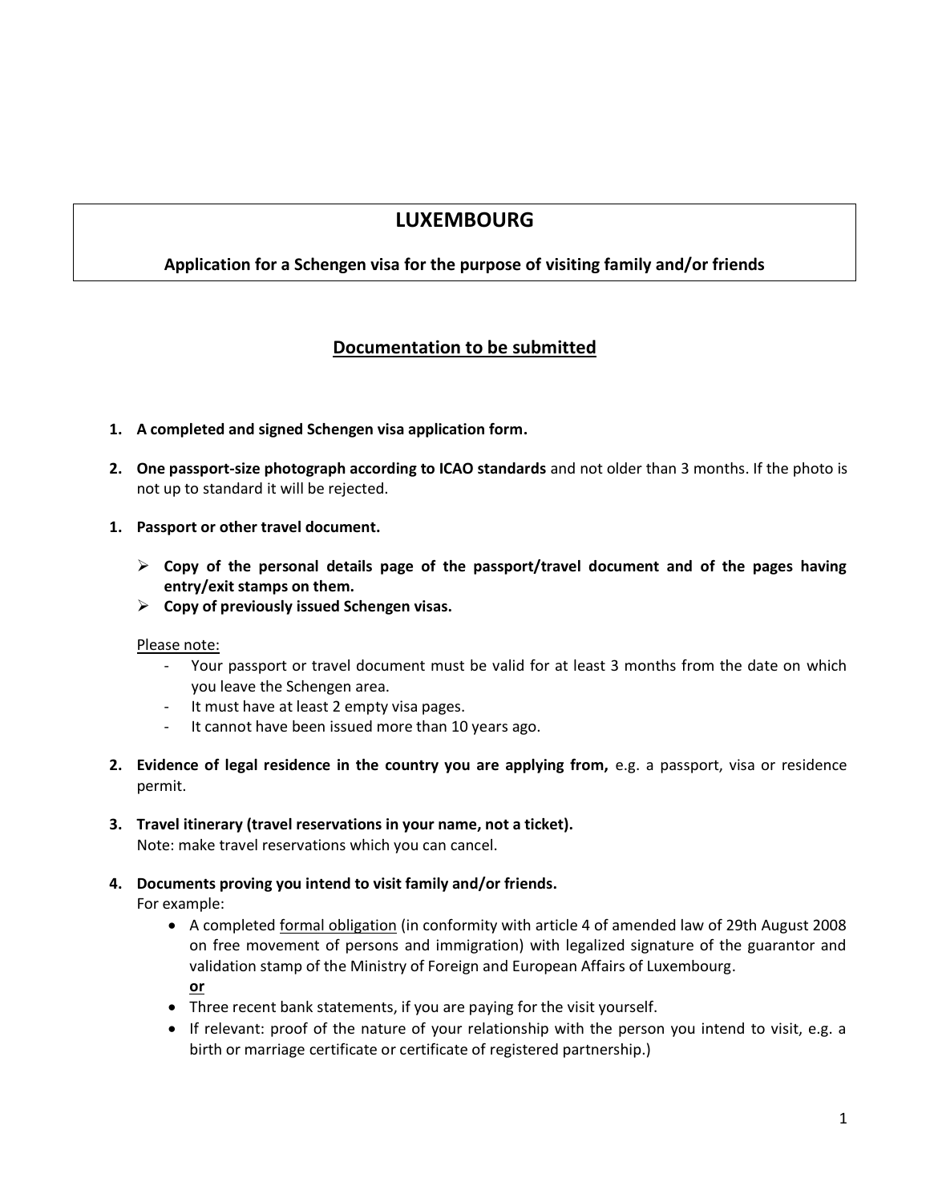# LUXEMBOURG

**Application for a Schengen visa for the purpose of visiting family and/or friends**

## Documentation to be submitted

1. **A completed and signed Schengen visa application form.**

2. **One passport-size photograph according to ICAO standards** and not older than 3 months. If the photo is not up to standard it will be rejected.

1. **Passport or other travel document.**

   - **Copy of the personal details page of the passport/travel document and of the pages having entry/exit stamps on them.**
   - **Copy of previously issued Schengen visas.**

   Please note:

   - Your passport or travel document must be valid for at least 3 months from the date on which you leave the Schengen area.
   - It must have at least 2 empty visa pages.
   - It cannot have been issued more than 10 years ago.

2. **Evidence of legal residence in the country you are applying from,** e.g. a passport, visa or residence permit.

3. **Travel itinerary (travel reservations in your name, not a ticket).**
   Note: make travel reservations which you can cancel.

4. **Documents proving you intend to visit family and/or friends.**
   For example:
   - A completed formal obligation (in conformity with article 4 of amended law of 29th August 2008 on free movement of persons and immigration) with legalized signature of the guarantor and validation stamp of the Ministry of Foreign and European Affairs of Luxembourg.
     **or**
   - Three recent bank statements, if you are paying for the visit yourself.
   - If relevant: proof of the nature of your relationship with the person you intend to visit, e.g. a birth or marriage certificate or certificate of registered partnership.)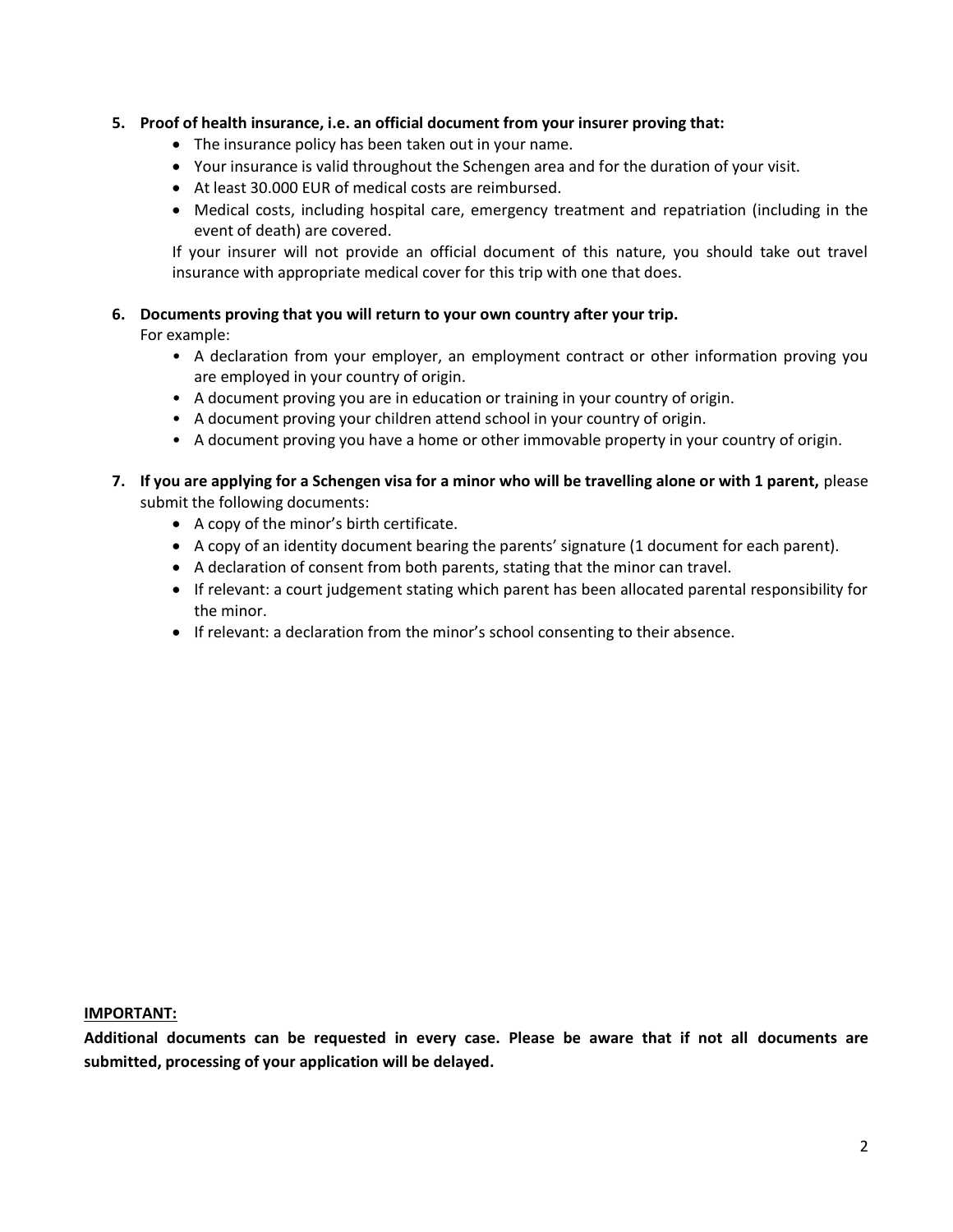5. **Proof of health insurance, i.e. an official document from your insurer proving that:**
    - The insurance policy has been taken out in your name.
    - Your insurance is valid throughout the Schengen area and for the duration of your visit.
    - At least 30.000 EUR of medical costs are reimbursed.
    - Medical costs, including hospital care, emergency treatment and repatriation (including in the event of death) are covered.

    If your insurer will not provide an official document of this nature, you should take out travel insurance with appropriate medical cover for this trip with one that does.

6. **Documents proving that you will return to your own country after your trip.**

    For example:
    - A declaration from your employer, an employment contract or other information proving you are employed in your country of origin.
    - A document proving you are in education or training in your country of origin.
    - A document proving your children attend school in your country of origin.
    - A document proving you have a home or other immovable property in your country of origin.

7. **If you are applying for a Schengen visa for a minor who will be travelling alone or with 1 parent,** please submit the following documents:
    - A copy of the minor's birth certificate.
    - A copy of an identity document bearing the parents' signature (1 document for each parent).
    - A declaration of consent from both parents, stating that the minor can travel.
    - If relevant: a court judgement stating which parent has been allocated parental responsibility for the minor.
    - If relevant: a declaration from the minor's school consenting to their absence.

**IMPORTANT:**

**Additional documents can be requested in every case. Please be aware that if not all documents are submitted, processing of your application will be delayed.**